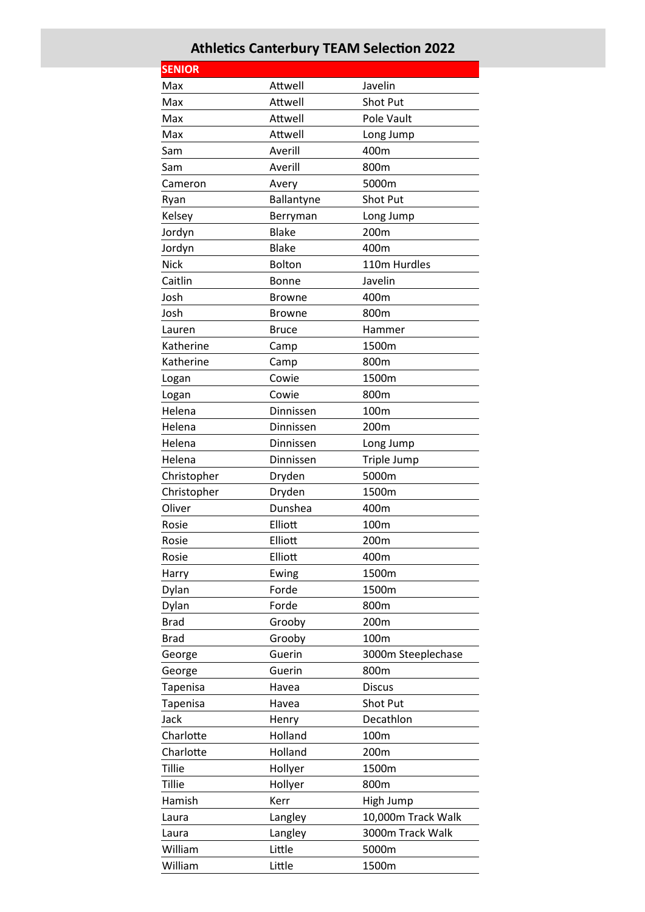# Athletics Canterbury TEAM Selection 2022

| SENIOR | | |
|---|---|---|
| Max | Attwell | Javelin |
| Max | Attwell | Shot Put |
| Max | Attwell | Pole Vault |
| Max | Attwell | Long Jump |
| Sam | Averill | 400m |
| Sam | Averill | 800m |
| Cameron | Avery | 5000m |
| Ryan | Ballantyne | Shot Put |
| Kelsey | Berryman | Long Jump |
| Jordyn | Blake | 200m |
| Jordyn | Blake | 400m |
| Nick | Bolton | 110m Hurdles |
| Caitlin | Bonne | Javelin |
| Josh | Browne | 400m |
| Josh | Browne | 800m |
| Lauren | Bruce | Hammer |
| Katherine | Camp | 1500m |
| Katherine | Camp | 800m |
| Logan | Cowie | 1500m |
| Logan | Cowie | 800m |
| Helena | Dinnissen | 100m |
| Helena | Dinnissen | 200m |
| Helena | Dinnissen | Long Jump |
| Helena | Dinnissen | Triple Jump |
| Christopher | Dryden | 5000m |
| Christopher | Dryden | 1500m |
| Oliver | Dunshea | 400m |
| Rosie | Elliott | 100m |
| Rosie | Elliott | 200m |
| Rosie | Elliott | 400m |
| Harry | Ewing | 1500m |
| Dylan | Forde | 1500m |
| Dylan | Forde | 800m |
| Brad | Grooby | 200m |
| Brad | Grooby | 100m |
| George | Guerin | 3000m Steeplechase |
| George | Guerin | 800m |
| Tapenisa | Havea | Discus |
| Tapenisa | Havea | Shot Put |
| Jack | Henry | Decathlon |
| Charlotte | Holland | 100m |
| Charlotte | Holland | 200m |
| Tillie | Hollyer | 1500m |
| Tillie | Hollyer | 800m |
| Hamish | Kerr | High Jump |
| Laura | Langley | 10,000m Track Walk |
| Laura | Langley | 3000m Track Walk |
| William | Little | 5000m |
| William | Little | 1500m |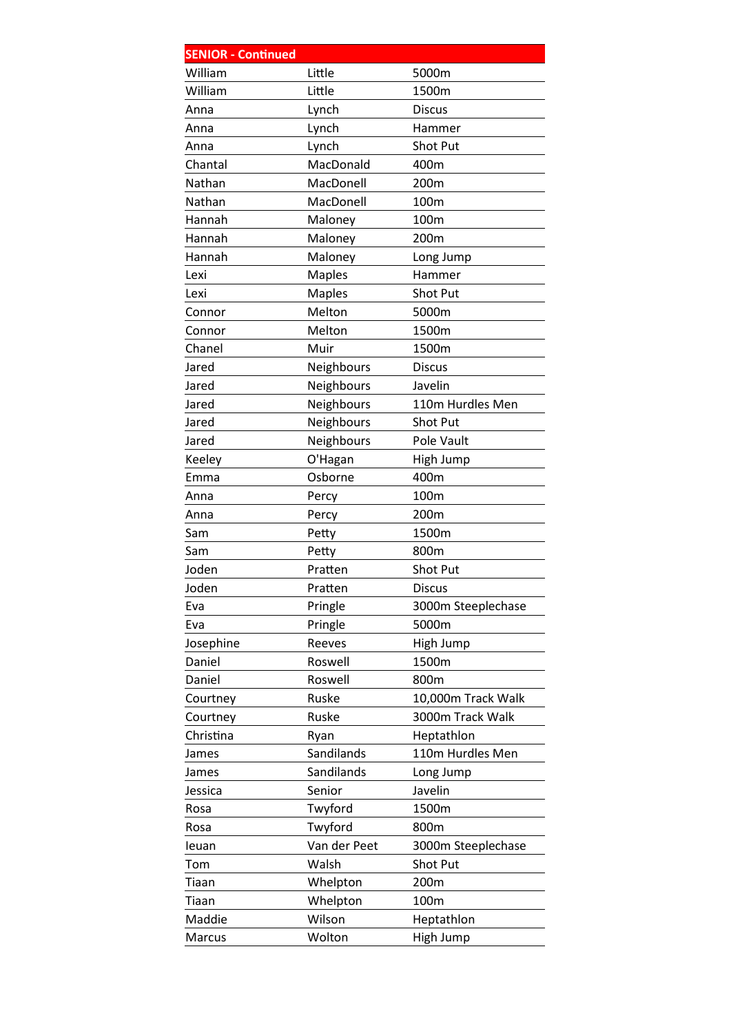| SENIOR - Continued | | |
|---|---|---|
| William | Little | 5000m |
| William | Little | 1500m |
| Anna | Lynch | Discus |
| Anna | Lynch | Hammer |
| Anna | Lynch | Shot Put |
| Chantal | MacDonald | 400m |
| Nathan | MacDonell | 200m |
| Nathan | MacDonell | 100m |
| Hannah | Maloney | 100m |
| Hannah | Maloney | 200m |
| Hannah | Maloney | Long Jump |
| Lexi | Maples | Hammer |
| Lexi | Maples | Shot Put |
| Connor | Melton | 5000m |
| Connor | Melton | 1500m |
| Chanel | Muir | 1500m |
| Jared | Neighbours | Discus |
| Jared | Neighbours | Javelin |
| Jared | Neighbours | 110m Hurdles Men |
| Jared | Neighbours | Shot Put |
| Jared | Neighbours | Pole Vault |
| Keeley | O'Hagan | High Jump |
| Emma | Osborne | 400m |
| Anna | Percy | 100m |
| Anna | Percy | 200m |
| Sam | Petty | 1500m |
| Sam | Petty | 800m |
| Joden | Pratten | Shot Put |
| Joden | Pratten | Discus |
| Eva | Pringle | 3000m Steeplechase |
| Eva | Pringle | 5000m |
| Josephine | Reeves | High Jump |
| Daniel | Roswell | 1500m |
| Daniel | Roswell | 800m |
| Courtney | Ruske | 10,000m Track Walk |
| Courtney | Ruske | 3000m Track Walk |
| Christina | Ryan | Heptathlon |
| James | Sandilands | 110m Hurdles Men |
| James | Sandilands | Long Jump |
| Jessica | Senior | Javelin |
| Rosa | Twyford | 1500m |
| Rosa | Twyford | 800m |
| Ieuan | Van der Peet | 3000m Steeplechase |
| Tom | Walsh | Shot Put |
| Tiaan | Whelpton | 200m |
| Tiaan | Whelpton | 100m |
| Maddie | Wilson | Heptathlon |
| Marcus | Wolton | High Jump |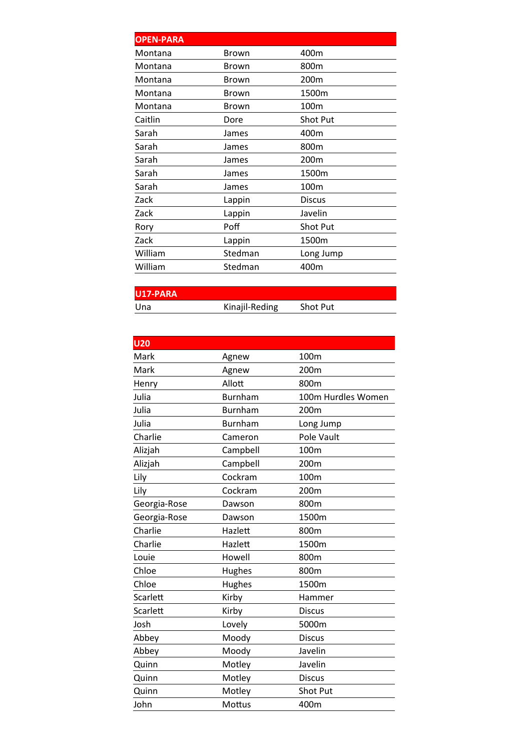| OPEN-PARA | | |
|---|---|---|
| Montana | Brown | 400m |
| Montana | Brown | 800m |
| Montana | Brown | 200m |
| Montana | Brown | 1500m |
| Montana | Brown | 100m |
| Caitlin | Dore | Shot Put |
| Sarah | James | 400m |
| Sarah | James | 800m |
| Sarah | James | 200m |
| Sarah | James | 1500m |
| Sarah | James | 100m |
| Zack | Lappin | Discus |
| Zack | Lappin | Javelin |
| Rory | Poff | Shot Put |
| Zack | Lappin | 1500m |
| William | Stedman | Long Jump |
| William | Stedman | 400m |

| U17-PARA | | |
|---|---|---|
| Una | Kinajil-Reding | Shot Put |

| U20 | | |
|---|---|---|
| Mark | Agnew | 100m |
| Mark | Agnew | 200m |
| Henry | Allott | 800m |
| Julia | Burnham | 100m Hurdles Women |
| Julia | Burnham | 200m |
| Julia | Burnham | Long Jump |
| Charlie | Cameron | Pole Vault |
| Alizjah | Campbell | 100m |
| Alizjah | Campbell | 200m |
| Lily | Cockram | 100m |
| Lily | Cockram | 200m |
| Georgia-Rose | Dawson | 800m |
| Georgia-Rose | Dawson | 1500m |
| Charlie | Hazlett | 800m |
| Charlie | Hazlett | 1500m |
| Louie | Howell | 800m |
| Chloe | Hughes | 800m |
| Chloe | Hughes | 1500m |
| Scarlett | Kirby | Hammer |
| Scarlett | Kirby | Discus |
| Josh | Lovely | 5000m |
| Abbey | Moody | Discus |
| Abbey | Moody | Javelin |
| Quinn | Motley | Javelin |
| Quinn | Motley | Discus |
| Quinn | Motley | Shot Put |
| John | Mottus | 400m |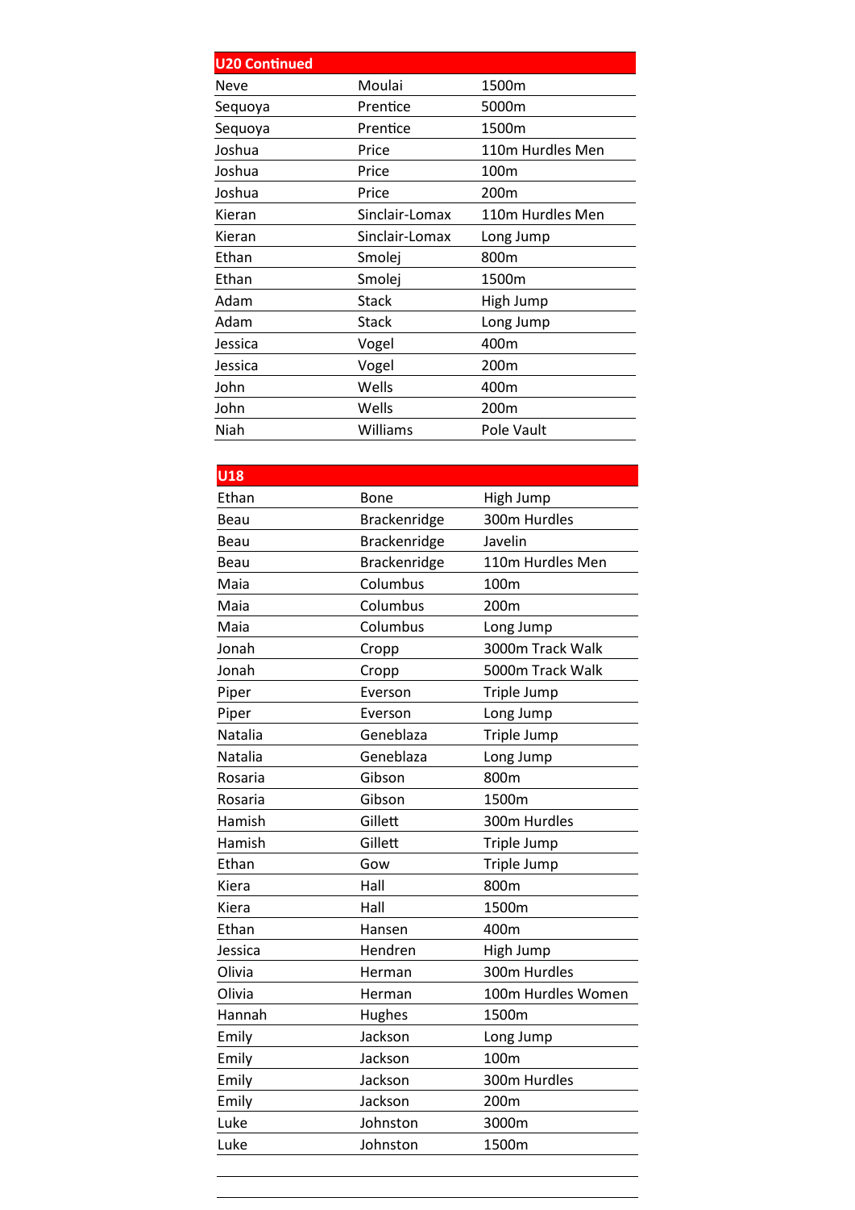| U20 Continued | | |
|---|---|---|
| Neve | Moulai | 1500m |
| Sequoya | Prentice | 5000m |
| Sequoya | Prentice | 1500m |
| Joshua | Price | 110m Hurdles Men |
| Joshua | Price | 100m |
| Joshua | Price | 200m |
| Kieran | Sinclair-Lomax | 110m Hurdles Men |
| Kieran | Sinclair-Lomax | Long Jump |
| Ethan | Smolej | 800m |
| Ethan | Smolej | 1500m |
| Adam | Stack | High Jump |
| Adam | Stack | Long Jump |
| Jessica | Vogel | 400m |
| Jessica | Vogel | 200m |
| John | Wells | 400m |
| John | Wells | 200m |
| Niah | Williams | Pole Vault |

| U18 | | |
|---|---|---|
| Ethan | Bone | High Jump |
| Beau | Brackenridge | 300m Hurdles |
| Beau | Brackenridge | Javelin |
| Beau | Brackenridge | 110m Hurdles Men |
| Maia | Columbus | 100m |
| Maia | Columbus | 200m |
| Maia | Columbus | Long Jump |
| Jonah | Cropp | 3000m Track Walk |
| Jonah | Cropp | 5000m Track Walk |
| Piper | Everson | Triple Jump |
| Piper | Everson | Long Jump |
| Natalia | Geneblaza | Triple Jump |
| Natalia | Geneblaza | Long Jump |
| Rosaria | Gibson | 800m |
| Rosaria | Gibson | 1500m |
| Hamish | Gillett | 300m Hurdles |
| Hamish | Gillett | Triple Jump |
| Ethan | Gow | Triple Jump |
| Kiera | Hall | 800m |
| Kiera | Hall | 1500m |
| Ethan | Hansen | 400m |
| Jessica | Hendren | High Jump |
| Olivia | Herman | 300m Hurdles |
| Olivia | Herman | 100m Hurdles Women |
| Hannah | Hughes | 1500m |
| Emily | Jackson | Long Jump |
| Emily | Jackson | 100m |
| Emily | Jackson | 300m Hurdles |
| Emily | Jackson | 200m |
| Luke | Johnston | 3000m |
| Luke | Johnston | 1500m |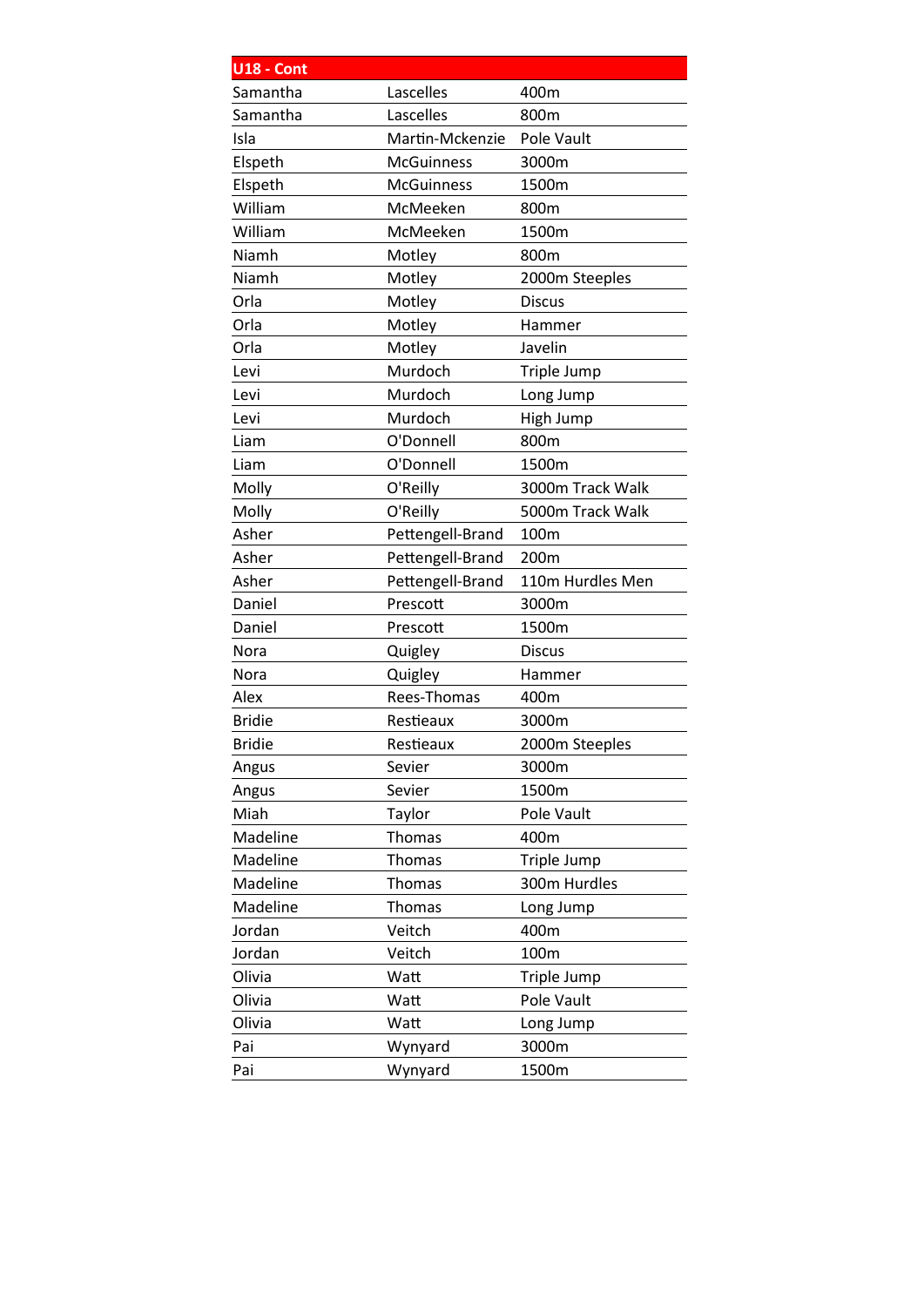| U18 - Cont | | |
|---|---|---|
| Samantha | Lascelles | 400m |
| Samantha | Lascelles | 800m |
| Isla | Martin-Mckenzie | Pole Vault |
| Elspeth | McGuinness | 3000m |
| Elspeth | McGuinness | 1500m |
| William | McMeeken | 800m |
| William | McMeeken | 1500m |
| Niamh | Motley | 800m |
| Niamh | Motley | 2000m Steeples |
| Orla | Motley | Discus |
| Orla | Motley | Hammer |
| Orla | Motley | Javelin |
| Levi | Murdoch | Triple Jump |
| Levi | Murdoch | Long Jump |
| Levi | Murdoch | High Jump |
| Liam | O'Donnell | 800m |
| Liam | O'Donnell | 1500m |
| Molly | O'Reilly | 3000m Track Walk |
| Molly | O'Reilly | 5000m Track Walk |
| Asher | Pettengell-Brand | 100m |
| Asher | Pettengell-Brand | 200m |
| Asher | Pettengell-Brand | 110m Hurdles Men |
| Daniel | Prescott | 3000m |
| Daniel | Prescott | 1500m |
| Nora | Quigley | Discus |
| Nora | Quigley | Hammer |
| Alex | Rees-Thomas | 400m |
| Bridie | Restieaux | 3000m |
| Bridie | Restieaux | 2000m Steeples |
| Angus | Sevier | 3000m |
| Angus | Sevier | 1500m |
| Miah | Taylor | Pole Vault |
| Madeline | Thomas | 400m |
| Madeline | Thomas | Triple Jump |
| Madeline | Thomas | 300m Hurdles |
| Madeline | Thomas | Long Jump |
| Jordan | Veitch | 400m |
| Jordan | Veitch | 100m |
| Olivia | Watt | Triple Jump |
| Olivia | Watt | Pole Vault |
| Olivia | Watt | Long Jump |
| Pai | Wynyard | 3000m |
| Pai | Wynyard | 1500m |